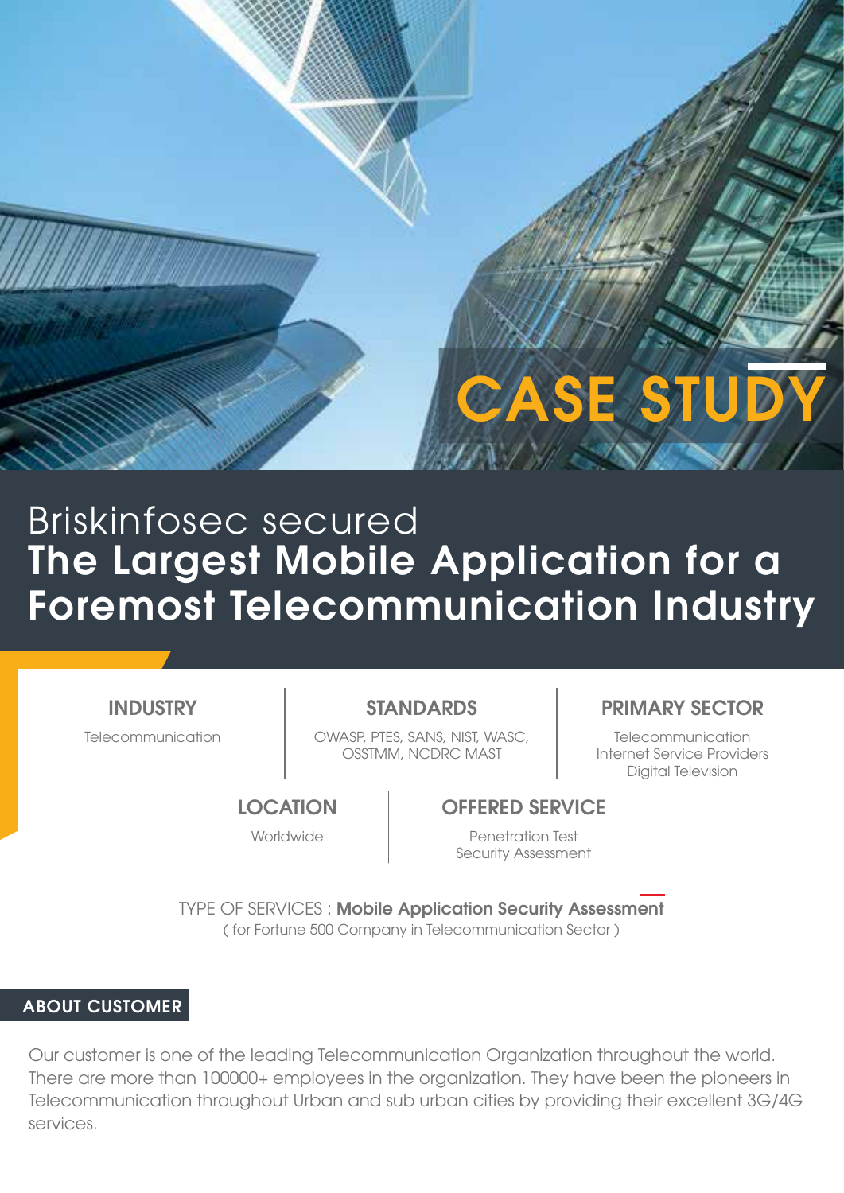# CASE STUDY

## Briskinfosec secured **The Largest Mobile Application for a Foremost Telecommunication Industry**

**INDUSTRY**

Telecommunication

**STANDARDS**

OWASP, PTES, SANS, NIST, WASC, OSSTMM, NCDRC MAST

**PRIMARY SECTOR**

Telecommunication
Internet Service Providers
Digital Television

**LOCATION**

Worldwide

**OFFERED SERVICE**

Penetration Test
Security Assessment

TYPE OF SERVICES : **Mobile Application Security Assessment**
( for Fortune 500 Company in Telecommunication Sector )

### ABOUT CUSTOMER

Our customer is one of the leading Telecommunication Organization throughout the world. There are more than 100000+ employees in the organization. They have been the pioneers in Telecommunication throughout Urban and sub urban cities by providing their excellent 3G/4G services.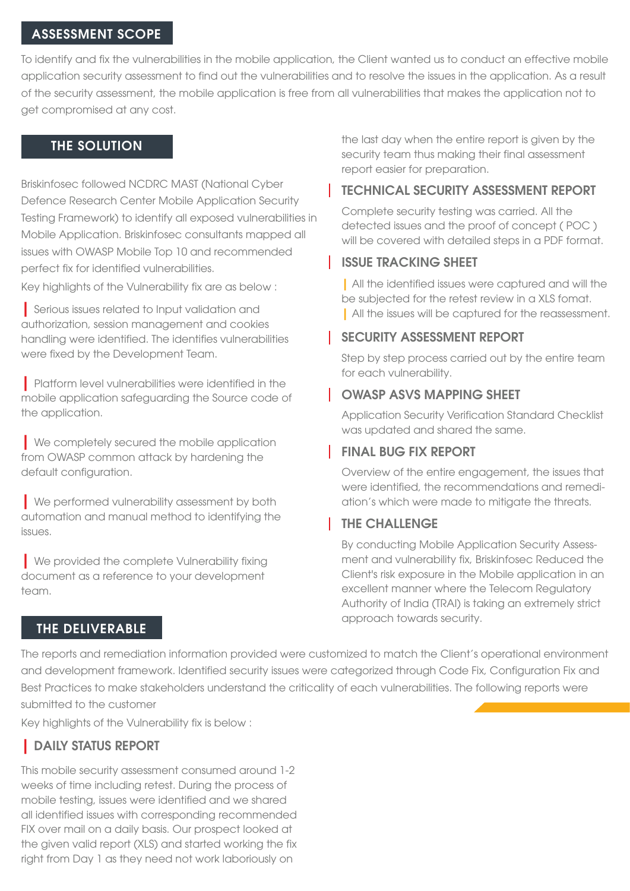## ASSESSMENT SCOPE

To identify and fix the vulnerabilities in the mobile application, the Client wanted us to conduct an effective mobile application security assessment to find out the vulnerabilities and to resolve the issues in the application. As a result of the security assessment, the mobile application is free from all vulnerabilities that makes the application not to get compromised at any cost.

## THE SOLUTION

Briskinfosec followed NCDRC MAST (National Cyber Defence Research Center Mobile Application Security Testing Framework) to identify all exposed vulnerabilities in Mobile Application. Briskinfosec consultants mapped all issues with OWASP Mobile Top 10 and recommended perfect fix for identified vulnerabilities.

Key highlights of the Vulnerability fix are as below :

- Serious issues related to Input validation and authorization, session management and cookies handling were identified. The identifies vulnerabilities were fixed by the Development Team.
- Platform level vulnerabilities were identified in the mobile application safeguarding the Source code of the application.
- We completely secured the mobile application from OWASP common attack by hardening the default configuration.
- We performed vulnerability assessment by both automation and manual method to identifying the issues.
- We provided the complete Vulnerability fixing document as a reference to your development team.

## THE DELIVERABLE

The reports and remediation information provided were customized to match the Client's operational environment and development framework. Identified security issues were categorized through Code Fix, Configuration Fix and Best Practices to make stakeholders understand the criticality of each vulnerabilities. The following reports were submitted to the customer

Key highlights of the Vulnerability fix is below :

### DAILY STATUS REPORT

This mobile security assessment consumed around 1-2 weeks of time including retest. During the process of mobile testing, issues were identified and we shared all identified issues with corresponding recommended FIX over mail on a daily basis. Our prospect looked at the given valid report (XLS) and started working the fix right from Day 1 as they need not work laboriously on the last day when the entire report is given by the security team thus making their final assessment report easier for preparation.

### TECHNICAL SECURITY ASSESSMENT REPORT

Complete security testing was carried. All the detected issues and the proof of concept ( POC ) will be covered with detailed steps in a PDF format.

### ISSUE TRACKING SHEET

- All the identified issues were captured and will the be subjected for the retest review in a XLS fomat.
- All the issues will be captured for the reassessment.

### SECURITY ASSESSMENT REPORT

Step by step process carried out by the entire team for each vulnerability.

### OWASP ASVS MAPPING SHEET

Application Security Verification Standard Checklist was updated and shared the same.

### FINAL BUG FIX REPORT

Overview of the entire engagement, the issues that were identified, the recommendations and remediation's which were made to mitigate the threats.

### THE CHALLENGE

By conducting Mobile Application Security Assessment and vulnerability fix, Briskinfosec Reduced the Client's risk exposure in the Mobile application in an excellent manner where the Telecom Regulatory Authority of India (TRAI) is taking an extremely strict approach towards security.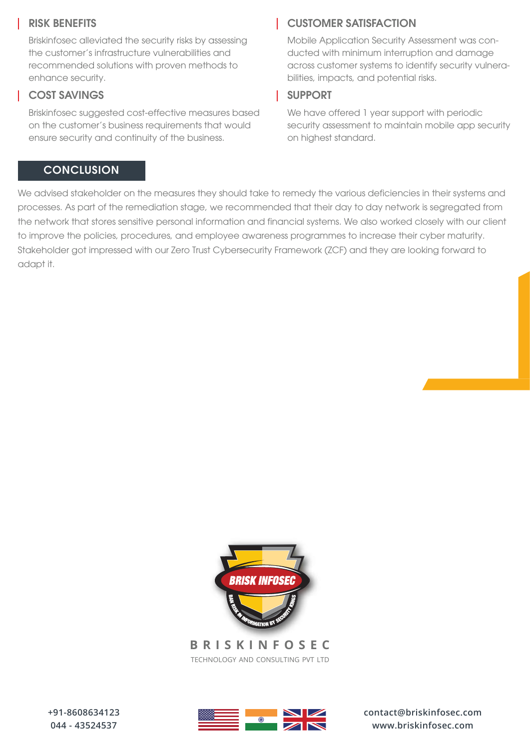## RISK BENEFITS

Briskinfosec alleviated the security risks by assessing the customer's infrastructure vulnerabilities and recommended solutions with proven methods to enhance security.

## COST SAVINGS

Briskinfosec suggested cost-effective measures based on the customer's business requirements that would ensure security and continuity of the business.

## CUSTOMER SATISFACTION

Mobile Application Security Assessment was conducted with minimum interruption and damage across customer systems to identify security vulnerabilities, impacts, and potential risks.

## SUPPORT

We have offered 1 year support with periodic security assessment to maintain mobile app security on highest standard.

## CONCLUSION

We advised stakeholder on the measures they should take to remedy the various deficiencies in their systems and processes. As part of the remediation stage, we recommended that their day to day network is segregated from the network that stores sensitive personal information and financial systems. We also worked closely with our client to improve the policies, procedures, and employee awareness programmes to increase their cyber maturity. Stakeholder got impressed with our Zero Trust Cybersecurity Framework (ZCF) and they are looking forward to adapt it.

BRISK INFOSEC

BAN RISK IN INFORMATION BY SECURITY KINGS

BRISKINFOSEC

TECHNOLOGY AND CONSULTING PVT LTD

+91-8608634123
044 - 43524537

contact@briskinfosec.com
www.briskinfosec.com